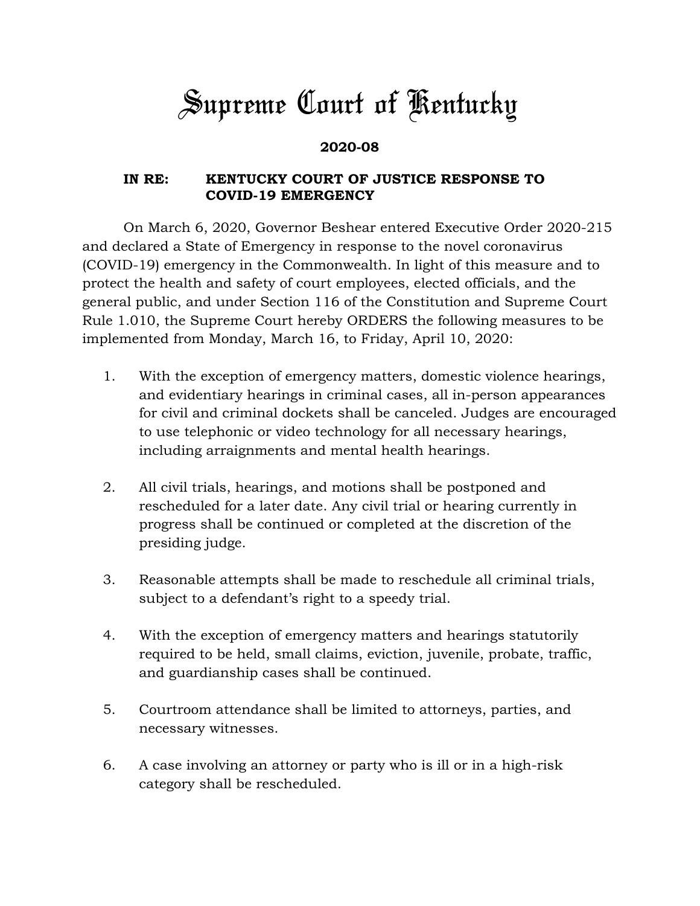# Supreme Court of Kentucky

**2020-08**

**IN RE: KENTUCKY COURT OF JUSTICE RESPONSE TO COVID-19 EMERGENCY**

On March 6, 2020, Governor Beshear entered Executive Order 2020-215 and declared a State of Emergency in response to the novel coronavirus (COVID-19) emergency in the Commonwealth. In light of this measure and to protect the health and safety of court employees, elected officials, and the general public, and under Section 116 of the Constitution and Supreme Court Rule 1.010, the Supreme Court hereby ORDERS the following measures to be implemented from Monday, March 16, to Friday, April 10, 2020:

1. With the exception of emergency matters, domestic violence hearings, and evidentiary hearings in criminal cases, all in-person appearances for civil and criminal dockets shall be canceled. Judges are encouraged to use telephonic or video technology for all necessary hearings, including arraignments and mental health hearings.

2. All civil trials, hearings, and motions shall be postponed and rescheduled for a later date. Any civil trial or hearing currently in progress shall be continued or completed at the discretion of the presiding judge.

3. Reasonable attempts shall be made to reschedule all criminal trials, subject to a defendant's right to a speedy trial.

4. With the exception of emergency matters and hearings statutorily required to be held, small claims, eviction, juvenile, probate, traffic, and guardianship cases shall be continued.

5. Courtroom attendance shall be limited to attorneys, parties, and necessary witnesses.

6. A case involving an attorney or party who is ill or in a high-risk category shall be rescheduled.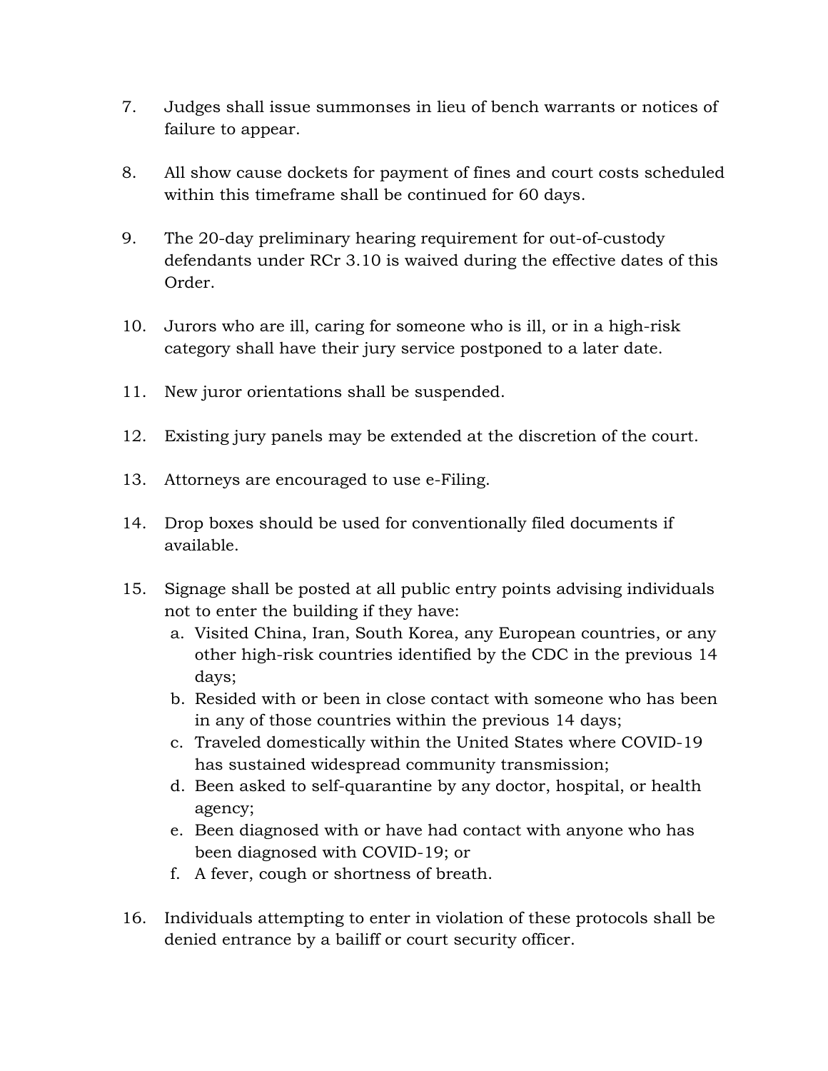7. Judges shall issue summonses in lieu of bench warrants or notices of failure to appear.

8. All show cause dockets for payment of fines and court costs scheduled within this timeframe shall be continued for 60 days.

9. The 20-day preliminary hearing requirement for out-of-custody defendants under RCr 3.10 is waived during the effective dates of this Order.

10. Jurors who are ill, caring for someone who is ill, or in a high-risk category shall have their jury service postponed to a later date.

11. New juror orientations shall be suspended.

12. Existing jury panels may be extended at the discretion of the court.

13. Attorneys are encouraged to use e-Filing.

14. Drop boxes should be used for conventionally filed documents if available.

15. Signage shall be posted at all public entry points advising individuals not to enter the building if they have:
    a. Visited China, Iran, South Korea, any European countries, or any other high-risk countries identified by the CDC in the previous 14 days;
    b. Resided with or been in close contact with someone who has been in any of those countries within the previous 14 days;
    c. Traveled domestically within the United States where COVID-19 has sustained widespread community transmission;
    d. Been asked to self-quarantine by any doctor, hospital, or health agency;
    e. Been diagnosed with or have had contact with anyone who has been diagnosed with COVID-19; or
    f. A fever, cough or shortness of breath.

16. Individuals attempting to enter in violation of these protocols shall be denied entrance by a bailiff or court security officer.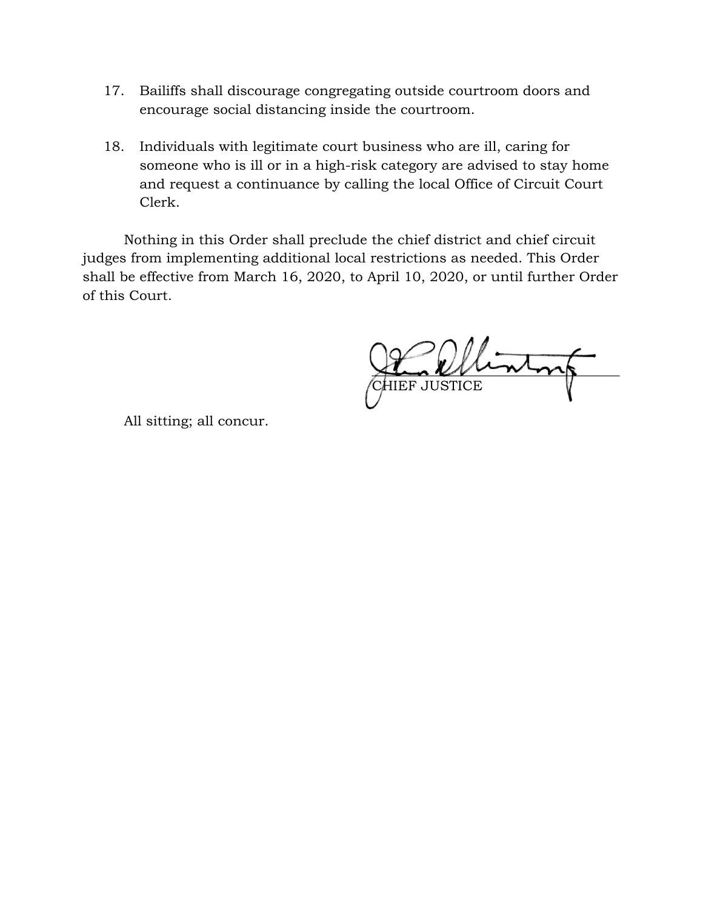17. Bailiffs shall discourage congregating outside courtroom doors and encourage social distancing inside the courtroom.

18. Individuals with legitimate court business who are ill, caring for someone who is ill or in a high-risk category are advised to stay home and request a continuance by calling the local Office of Circuit Court Clerk.

Nothing in this Order shall preclude the chief district and chief circuit judges from implementing additional local restrictions as needed. This Order shall be effective from March 16, 2020, to April 10, 2020, or until further Order of this Court.

CHIEF JUSTICE

All sitting; all concur.